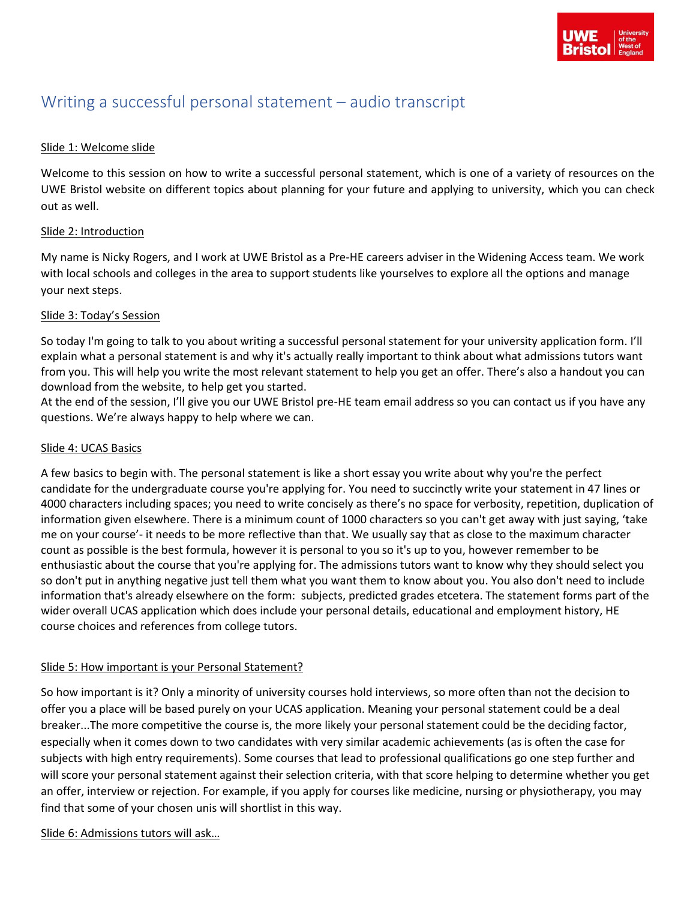# Writing a successful personal statement – audio transcript

## Slide 1: Welcome slide

Welcome to this session on how to write a successful personal statement, which is one of a variety of resources on the UWE Bristol website on different topics about planning for your future and applying to university, which you can check out as well.

## Slide 2: Introduction

My name is Nicky Rogers, and I work at UWE Bristol as a Pre-HE careers adviser in the Widening Access team. We work with local schools and colleges in the area to support students like yourselves to explore all the options and manage your next steps.

## Slide 3: Today's Session

So today I'm going to talk to you about writing a successful personal statement for your university application form. I'll explain what a personal statement is and why it's actually really important to think about what admissions tutors want from you. This will help you write the most relevant statement to help you get an offer. There's also a handout you can download from the website, to help get you started.
At the end of the session, I'll give you our UWE Bristol pre-HE team email address so you can contact us if you have any questions. We're always happy to help where we can.

## Slide 4: UCAS Basics

A few basics to begin with. The personal statement is like a short essay you write about why you're the perfect candidate for the undergraduate course you're applying for. You need to succinctly write your statement in 47 lines or 4000 characters including spaces; you need to write concisely as there's no space for verbosity, repetition, duplication of information given elsewhere. There is a minimum count of 1000 characters so you can't get away with just saying, 'take me on your course'- it needs to be more reflective than that. We usually say that as close to the maximum character count as possible is the best formula, however it is personal to you so it's up to you, however remember to be enthusiastic about the course that you're applying for. The admissions tutors want to know why they should select you so don't put in anything negative just tell them what you want them to know about you. You also don't need to include information that's already elsewhere on the form: subjects, predicted grades etcetera. The statement forms part of the wider overall UCAS application which does include your personal details, educational and employment history, HE course choices and references from college tutors.

## Slide 5: How important is your Personal Statement?

So how important is it? Only a minority of university courses hold interviews, so more often than not the decision to offer you a place will be based purely on your UCAS application. Meaning your personal statement could be a deal breaker...The more competitive the course is, the more likely your personal statement could be the deciding factor, especially when it comes down to two candidates with very similar academic achievements (as is often the case for subjects with high entry requirements). Some courses that lead to professional qualifications go one step further and will score your personal statement against their selection criteria, with that score helping to determine whether you get an offer, interview or rejection. For example, if you apply for courses like medicine, nursing or physiotherapy, you may find that some of your chosen unis will shortlist in this way.

## Slide 6: Admissions tutors will ask…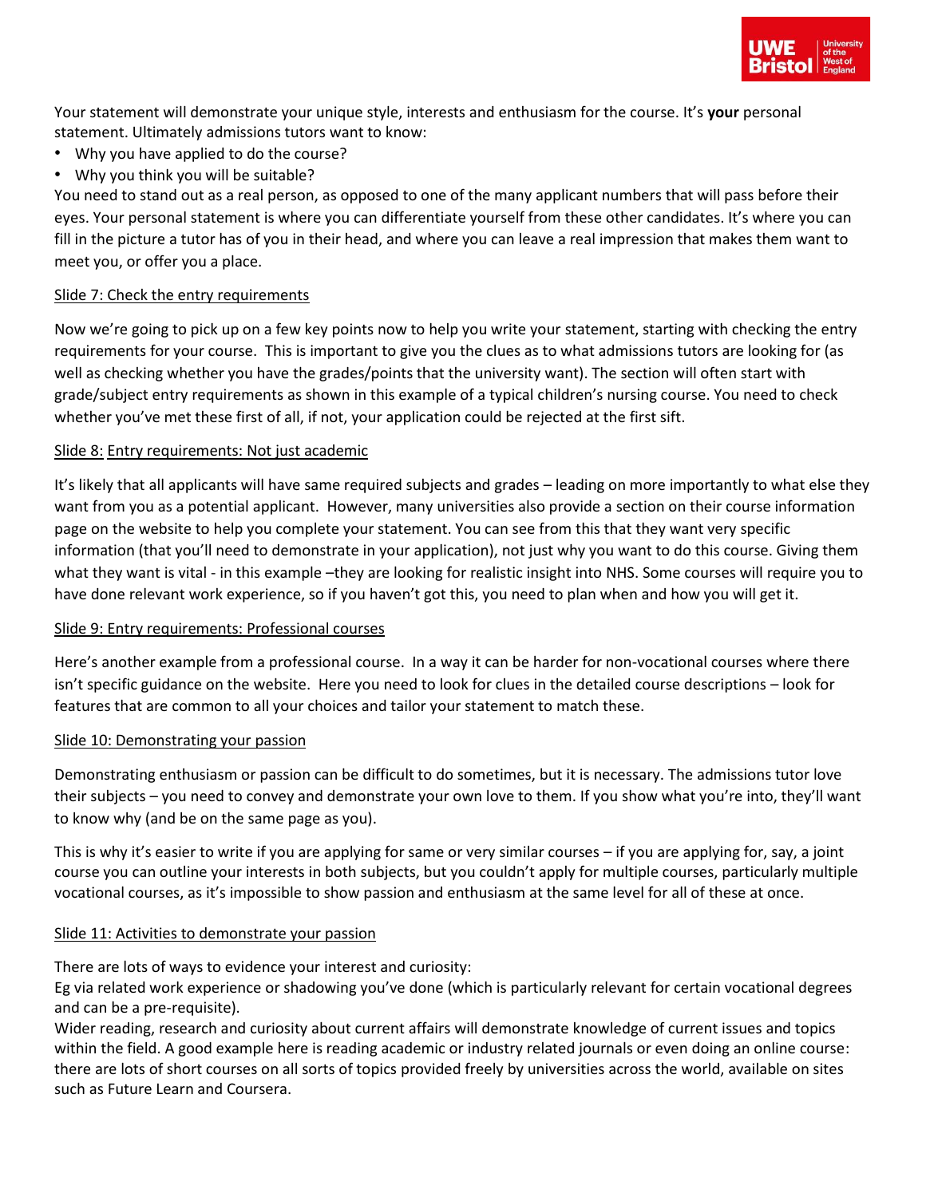Your statement will demonstrate your unique style, interests and enthusiasm for the course. It's **your** personal statement. Ultimately admissions tutors want to know:

- Why you have applied to do the course?
- Why you think you will be suitable?

You need to stand out as a real person, as opposed to one of the many applicant numbers that will pass before their eyes. Your personal statement is where you can differentiate yourself from these other candidates. It's where you can fill in the picture a tutor has of you in their head, and where you can leave a real impression that makes them want to meet you, or offer you a place.

<u>Slide 7: Check the entry requirements</u>

Now we're going to pick up on a few key points now to help you write your statement, starting with checking the entry requirements for your course. This is important to give you the clues as to what admissions tutors are looking for (as well as checking whether you have the grades/points that the university want). The section will often start with grade/subject entry requirements as shown in this example of a typical children's nursing course. You need to check whether you've met these first of all, if not, your application could be rejected at the first sift.

<u>Slide 8: Entry requirements: Not just academic</u>

It's likely that all applicants will have same required subjects and grades – leading on more importantly to what else they want from you as a potential applicant. However, many universities also provide a section on their course information page on the website to help you complete your statement. You can see from this that they want very specific information (that you'll need to demonstrate in your application), not just why you want to do this course. Giving them what they want is vital - in this example –they are looking for realistic insight into NHS. Some courses will require you to have done relevant work experience, so if you haven't got this, you need to plan when and how you will get it.

<u>Slide 9: Entry requirements: Professional courses</u>

Here's another example from a professional course. In a way it can be harder for non-vocational courses where there isn't specific guidance on the website. Here you need to look for clues in the detailed course descriptions – look for features that are common to all your choices and tailor your statement to match these.

<u>Slide 10: Demonstrating your passion</u>

Demonstrating enthusiasm or passion can be difficult to do sometimes, but it is necessary. The admissions tutor love their subjects – you need to convey and demonstrate your own love to them. If you show what you're into, they'll want to know why (and be on the same page as you).

This is why it's easier to write if you are applying for same or very similar courses – if you are applying for, say, a joint course you can outline your interests in both subjects, but you couldn't apply for multiple courses, particularly multiple vocational courses, as it's impossible to show passion and enthusiasm at the same level for all of these at once.

<u>Slide 11: Activities to demonstrate your passion</u>

There are lots of ways to evidence your interest and curiosity:

Eg via related work experience or shadowing you've done (which is particularly relevant for certain vocational degrees and can be a pre-requisite).

Wider reading, research and curiosity about current affairs will demonstrate knowledge of current issues and topics within the field. A good example here is reading academic or industry related journals or even doing an online course: there are lots of short courses on all sorts of topics provided freely by universities across the world, available on sites such as Future Learn and Coursera.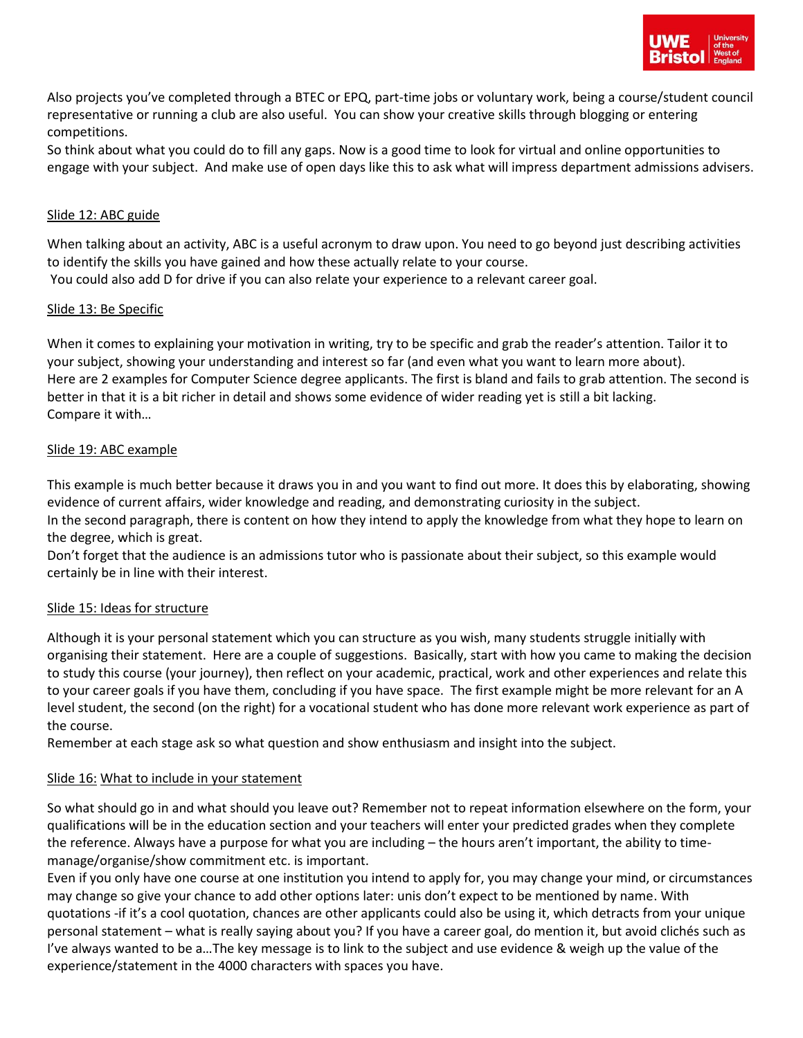Also projects you've completed through a BTEC or EPQ, part-time jobs or voluntary work, being a course/student council representative or running a club are also useful. You can show your creative skills through blogging or entering competitions.
So think about what you could do to fill any gaps. Now is a good time to look for virtual and online opportunities to engage with your subject. And make use of open days like this to ask what will impress department admissions advisers.

<u>Slide 12: ABC guide</u>

When talking about an activity, ABC is a useful acronym to draw upon. You need to go beyond just describing activities to identify the skills you have gained and how these actually relate to your course.
You could also add D for drive if you can also relate your experience to a relevant career goal.

<u>Slide 13: Be Specific</u>

When it comes to explaining your motivation in writing, try to be specific and grab the reader's attention. Tailor it to your subject, showing your understanding and interest so far (and even what you want to learn more about).
Here are 2 examples for Computer Science degree applicants. The first is bland and fails to grab attention. The second is better in that it is a bit richer in detail and shows some evidence of wider reading yet is still a bit lacking.
Compare it with…

<u>Slide 19: ABC example</u>

This example is much better because it draws you in and you want to find out more. It does this by elaborating, showing evidence of current affairs, wider knowledge and reading, and demonstrating curiosity in the subject.
In the second paragraph, there is content on how they intend to apply the knowledge from what they hope to learn on the degree, which is great.
Don't forget that the audience is an admissions tutor who is passionate about their subject, so this example would certainly be in line with their interest.

<u>Slide 15: Ideas for structure</u>

Although it is your personal statement which you can structure as you wish, many students struggle initially with organising their statement. Here are a couple of suggestions. Basically, start with how you came to making the decision to study this course (your journey), then reflect on your academic, practical, work and other experiences and relate this to your career goals if you have them, concluding if you have space. The first example might be more relevant for an A level student, the second (on the right) for a vocational student who has done more relevant work experience as part of the course.
Remember at each stage ask so what question and show enthusiasm and insight into the subject.

<u>Slide 16: What to include in your statement</u>

So what should go in and what should you leave out? Remember not to repeat information elsewhere on the form, your qualifications will be in the education section and your teachers will enter your predicted grades when they complete the reference. Always have a purpose for what you are including – the hours aren't important, the ability to time-manage/organise/show commitment etc. is important.
Even if you only have one course at one institution you intend to apply for, you may change your mind, or circumstances may change so give your chance to add other options later: unis don't expect to be mentioned by name. With quotations -if it's a cool quotation, chances are other applicants could also be using it, which detracts from your unique personal statement – what is really saying about you? If you have a career goal, do mention it, but avoid clichés such as I've always wanted to be a…The key message is to link to the subject and use evidence & weigh up the value of the experience/statement in the 4000 characters with spaces you have.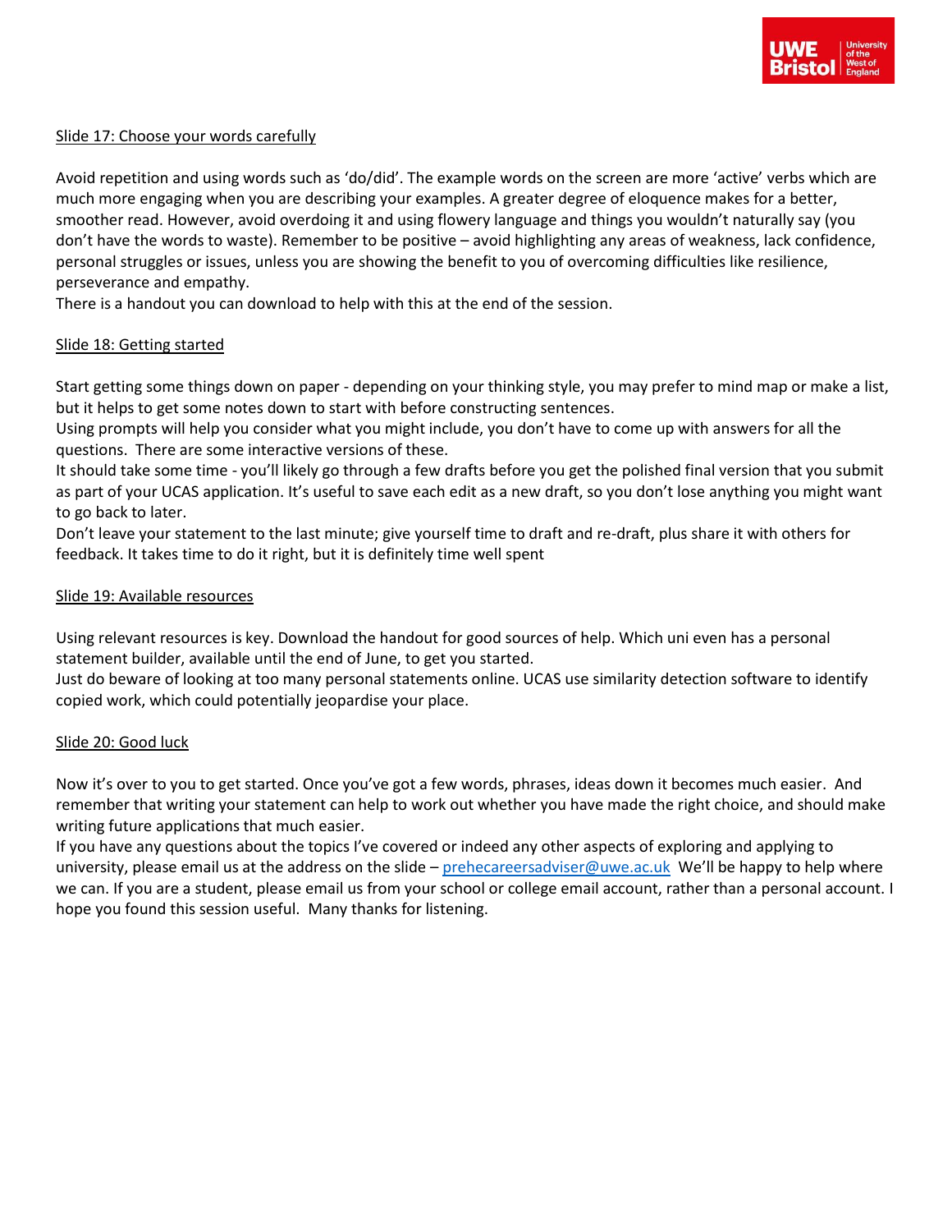Slide 17: Choose your words carefully

Avoid repetition and using words such as 'do/did'. The example words on the screen are more 'active' verbs which are much more engaging when you are describing your examples. A greater degree of eloquence makes for a better, smoother read. However, avoid overdoing it and using flowery language and things you wouldn't naturally say (you don't have the words to waste). Remember to be positive – avoid highlighting any areas of weakness, lack confidence, personal struggles or issues, unless you are showing the benefit to you of overcoming difficulties like resilience, perseverance and empathy.
There is a handout you can download to help with this at the end of the session.

Slide 18: Getting started

Start getting some things down on paper - depending on your thinking style, you may prefer to mind map or make a list, but it helps to get some notes down to start with before constructing sentences.
Using prompts will help you consider what you might include, you don't have to come up with answers for all the questions. There are some interactive versions of these.
It should take some time - you'll likely go through a few drafts before you get the polished final version that you submit as part of your UCAS application. It's useful to save each edit as a new draft, so you don't lose anything you might want to go back to later.
Don't leave your statement to the last minute; give yourself time to draft and re-draft, plus share it with others for feedback. It takes time to do it right, but it is definitely time well spent

Slide 19: Available resources

Using relevant resources is key. Download the handout for good sources of help. Which uni even has a personal statement builder, available until the end of June, to get you started.
Just do beware of looking at too many personal statements online. UCAS use similarity detection software to identify copied work, which could potentially jeopardise your place.

Slide 20: Good luck

Now it's over to you to get started. Once you've got a few words, phrases, ideas down it becomes much easier. And remember that writing your statement can help to work out whether you have made the right choice, and should make writing future applications that much easier.
If you have any questions about the topics I've covered or indeed any other aspects of exploring and applying to university, please email us at the address on the slide – prehecareersadviser@uwe.ac.uk We'll be happy to help where we can. If you are a student, please email us from your school or college email account, rather than a personal account. I hope you found this session useful. Many thanks for listening.